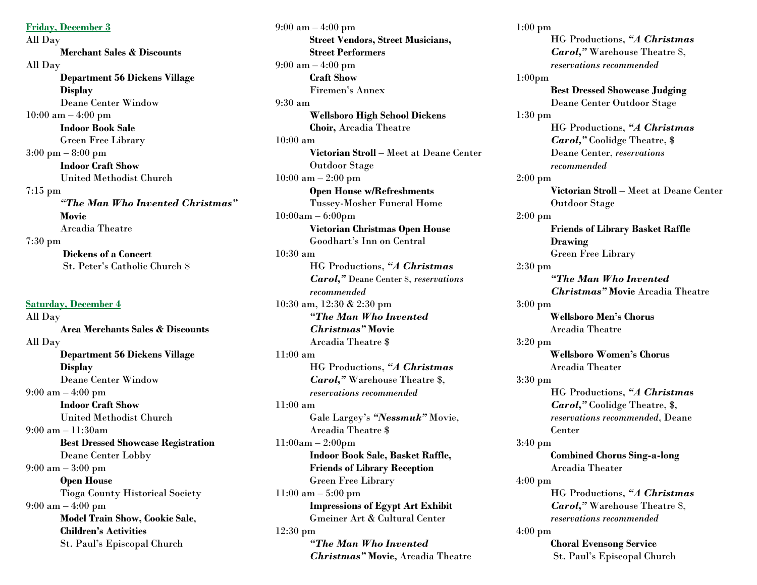**Friday, December 3**

All Day
**Merchant Sales & Discounts**

All Day
**Department 56 Dickens Village Display**
Deane Center Window

10:00 am – 4:00 pm
**Indoor Book Sale**
Green Free Library

3:00 pm – 8:00 pm
**Indoor Craft Show**
United Methodist Church

7:15 pm
***"The Man Who Invented Christmas"* Movie**
Arcadia Theatre

7:30 pm
**Dickens of a Concert**
St. Peter's Catholic Church $

**Saturday, December 4**

All Day
**Area Merchants Sales & Discounts**

All Day
**Department 56 Dickens Village Display**
Deane Center Window

9:00 am – 4:00 pm
**Indoor Craft Show**
United Methodist Church

9:00 am – 11:30am
**Best Dressed Showcase Registration**
Deane Center Lobby

9:00 am – 3:00 pm
**Open House**
Tioga County Historical Society

9:00 am – 4:00 pm
**Model Train Show, Cookie Sale, Children's Activities**
St. Paul's Episcopal Church

9:00 am – 4:00 pm
**Street Vendors, Street Musicians, Street Performers**

9:00 am – 4:00 pm
**Craft Show**
Firemen's Annex

9:30 am
**Wellsboro High School Dickens Choir,** Arcadia Theatre

10:00 am
**Victorian Stroll** – Meet at Deane Center Outdoor Stage

10:00 am – 2:00 pm
**Open House w/Refreshments**
Tussey-Mosher Funeral Home

10:00am – 6:00pm
**Victorian Christmas Open House**
Goodhart's Inn on Central

10:30 am
HG Productions, ***"A Christmas Carol,"*** Deane Center $, *reservations recommended*

10:30 am, 12:30 & 2:30 pm
***"The Man Who Invented Christmas"* Movie**
Arcadia Theatre $

11:00 am
HG Productions, ***"A Christmas Carol,"*** Warehouse Theatre $, *reservations recommended*

11:00 am
Gale Largey's ***"Nessmuk"*** Movie, Arcadia Theatre $

11:00am – 2:00pm
**Indoor Book Sale, Basket Raffle, Friends of Library Reception**
Green Free Library

11:00 am – 5:00 pm
**Impressions of Egypt Art Exhibit**
Gmeiner Art & Cultural Center

12:30 pm
***"The Man Who Invented Christmas"* Movie,** Arcadia Theatre

1:00 pm
HG Productions, ***"A Christmas Carol,"*** Warehouse Theatre $, *reservations recommended*

1:00pm
**Best Dressed Showcase Judging**
Deane Center Outdoor Stage

1:30 pm
HG Productions, ***"A Christmas Carol,"*** Coolidge Theatre, $ Deane Center, *reservations recommended*

2:00 pm
**Victorian Stroll** – Meet at Deane Center Outdoor Stage

2:00 pm
**Friends of Library Basket Raffle Drawing**
Green Free Library

2:30 pm
***"The Man Who Invented Christmas"* Movie** Arcadia Theatre

3:00 pm
**Wellsboro Men's Chorus**
Arcadia Theatre

3:20 pm
**Wellsboro Women's Chorus**
Arcadia Theater

3:30 pm
HG Productions, ***"A Christmas Carol,"*** Coolidge Theatre, $, *reservations recommended*, Deane Center

3:40 pm
**Combined Chorus Sing-a-long**
Arcadia Theater

4:00 pm
HG Productions, ***"A Christmas Carol,"*** Warehouse Theatre $, *reservations recommended*

4:00 pm
**Choral Evensong Service**
St. Paul's Episcopal Church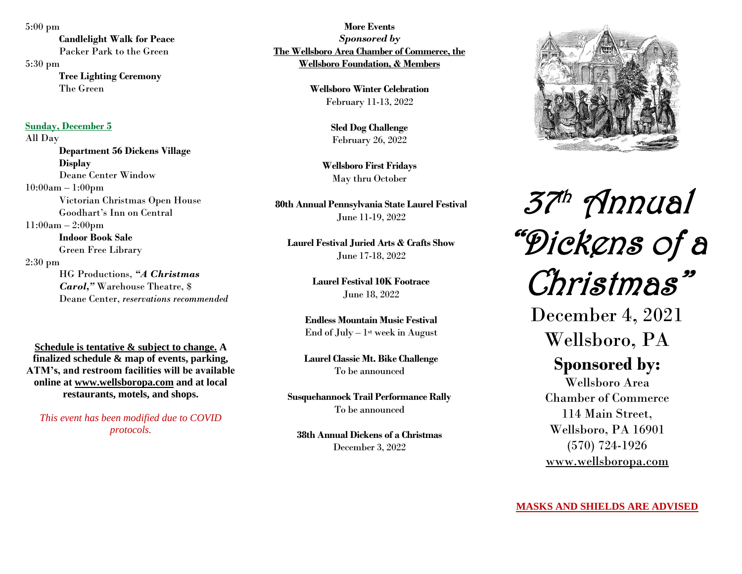5:00 pm

**Candlelight Walk for Peace**
Packer Park to the Green

5:30 pm

**Tree Lighting Ceremony**
The Green

**Sunday, December 5**

All Day

**Department 56 Dickens Village Display**
Deane Center Window

10:00am – 1:00pm

Victorian Christmas Open House
Goodhart's Inn on Central

11:00am – 2:00pm

**Indoor Book Sale**
Green Free Library

2:30 pm

HG Productions, ***"A Christmas Carol,"*** Warehouse Theatre, $
Deane Center, *reservations recommended*

**Schedule is tentative & subject to change. A finalized schedule & map of events, parking, ATM's, and restroom facilities will be available online at www.wellsboropa.com and at local restaurants, motels, and shops.**

*This event has been modified due to COVID protocols.*

**More Events**
***Sponsored by***
**The Wellsboro Area Chamber of Commerce, the Wellsboro Foundation, & Members**

**Wellsboro Winter Celebration**
February 11-13, 2022

**Sled Dog Challenge**
February 26, 2022

**Wellsboro First Fridays**
May thru October

**80th Annual Pennsylvania State Laurel Festival**
June 11-19, 2022

**Laurel Festival Juried Arts & Crafts Show**
June 17-18, 2022

**Laurel Festival 10K Footrace**
June 18, 2022

**Endless Mountain Music Festival**
End of July – 1st week in August

**Laurel Classic Mt. Bike Challenge**
To be announced

**Susquehannock Trail Performance Rally**
To be announced

**38th Annual Dickens of a Christmas**
December 3, 2022

# 37th Annual "Dickens of a Christmas"

December 4, 2021
Wellsboro, PA

**Sponsored by:**

Wellsboro Area
Chamber of Commerce
114 Main Street,
Wellsboro, PA 16901
(570) 724-1926
www.wellsboropa.com

**MASKS AND SHIELDS ARE ADVISED**